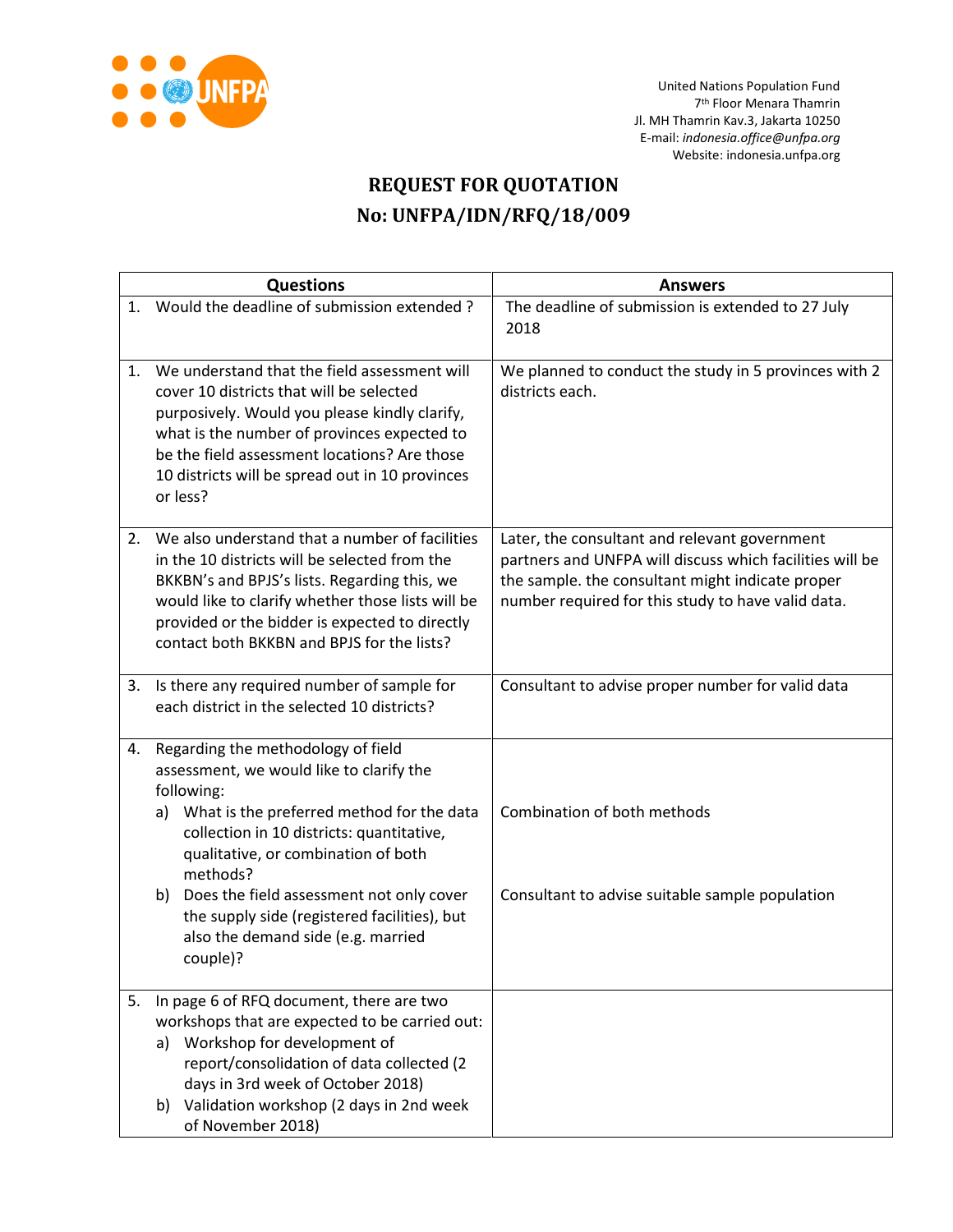United Nations Population Fund
7th Floor Menara Thamrin
Jl. MH Thamrin Kav.3, Jakarta 10250
E-mail: *indonesia.office@unfpa.org*
Website: indonesia.unfpa.org

# REQUEST FOR QUOTATION
# No: UNFPA/IDN/RFQ/18/009

| Questions | Answers |
|---|---|
| 1. Would the deadline of submission extended ? | The deadline of submission is extended to 27 July 2018 |
| 1. We understand that the field assessment will cover 10 districts that will be selected purposively. Would you please kindly clarify, what is the number of provinces expected to be the field assessment locations? Are those 10 districts will be spread out in 10 provinces or less? | We planned to conduct the study in 5 provinces with 2 districts each. |
| 2. We also understand that a number of facilities in the 10 districts will be selected from the BKKBN's and BPJS's lists. Regarding this, we would like to clarify whether those lists will be provided or the bidder is expected to directly contact both BKKBN and BPJS for the lists? | Later, the consultant and relevant government partners and UNFPA will discuss which facilities will be the sample. the consultant might indicate proper number required for this study to have valid data. |
| 3. Is there any required number of sample for each district in the selected 10 districts? | Consultant to advise proper number for valid data |
| 4. Regarding the methodology of field assessment, we would like to clarify the following:<br>a) What is the preferred method for the data collection in 10 districts: quantitative, qualitative, or combination of both methods?<br>b) Does the field assessment not only cover the supply side (registered facilities), but also the demand side (e.g. married couple)? | Combination of both methods<br><br>Consultant to advise suitable sample population |
| 5. In page 6 of RFQ document, there are two workshops that are expected to be carried out:<br>a) Workshop for development of report/consolidation of data collected (2 days in 3rd week of October 2018)<br>b) Validation workshop (2 days in 2nd week of November 2018) | |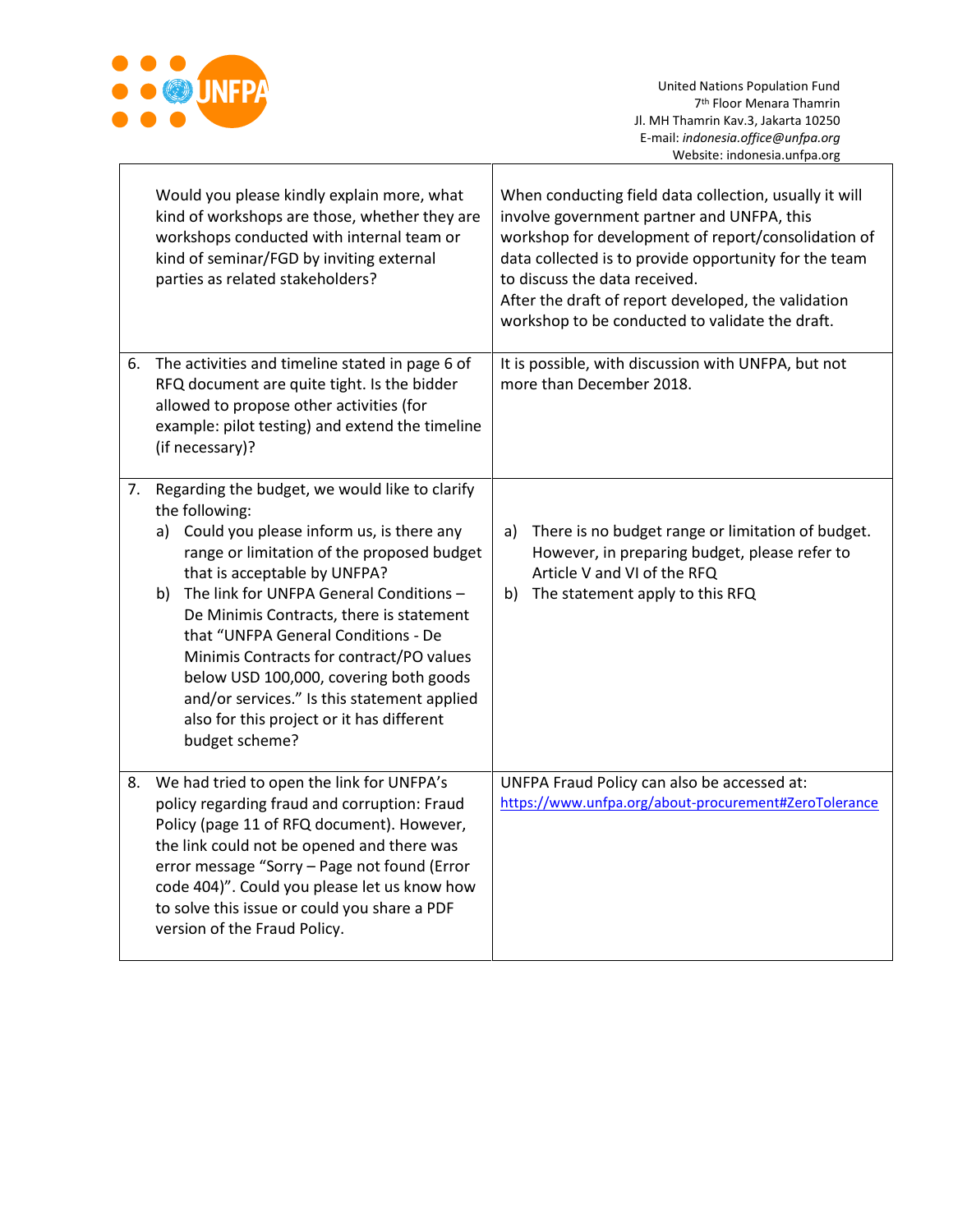United Nations Population Fund
7th Floor Menara Thamrin
Jl. MH Thamrin Kav.3, Jakarta 10250
E-mail: *indonesia.office@unfpa.org*
Website: indonesia.unfpa.org

| | |
|---|---|
| Would you please kindly explain more, what kind of workshops are those, whether they are workshops conducted with internal team or kind of seminar/FGD by inviting external parties as related stakeholders? | When conducting field data collection, usually it will involve government partner and UNFPA, this workshop for development of report/consolidation of data collected is to provide opportunity for the team to discuss the data received.<br>After the draft of report developed, the validation workshop to be conducted to validate the draft. |
| 6. The activities and timeline stated in page 6 of RFQ document are quite tight. Is the bidder allowed to propose other activities (for example: pilot testing) and extend the timeline (if necessary)? | It is possible, with discussion with UNFPA, but not more than December 2018. |
| 7. Regarding the budget, we would like to clarify the following:<br>a) Could you please inform us, is there any range or limitation of the proposed budget that is acceptable by UNFPA?<br>b) The link for UNFPA General Conditions – De Minimis Contracts, there is statement that "UNFPA General Conditions - De Minimis Contracts for contract/PO values below USD 100,000, covering both goods and/or services." Is this statement applied also for this project or it has different budget scheme? | a) There is no budget range or limitation of budget. However, in preparing budget, please refer to Article V and VI of the RFQ<br>b) The statement apply to this RFQ |
| 8. We had tried to open the link for UNFPA's policy regarding fraud and corruption: Fraud Policy (page 11 of RFQ document). However, the link could not be opened and there was error message "Sorry – Page not found (Error code 404)". Could you please let us know how to solve this issue or could you share a PDF version of the Fraud Policy. | UNFPA Fraud Policy can also be accessed at: https://www.unfpa.org/about-procurement#ZeroTolerance |